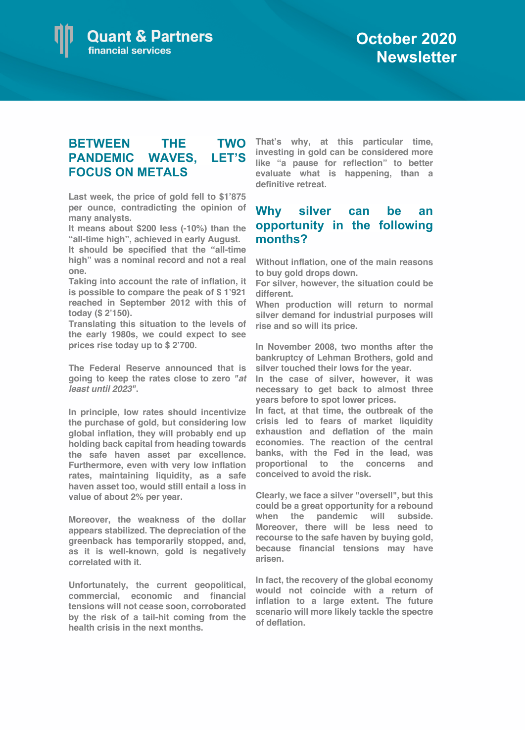# Quant & Partners
financial services

# October 2020 Newsletter

## BETWEEN THE TWO PANDEMIC WAVES, LET'S FOCUS ON METALS

**Last week, the price of gold fell to $1'875 per ounce, contradicting the opinion of many analysts.**
**It means about $200 less (-10%) than the "all-time high", achieved in early August.**
**It should be specified that the "all-time high" was a nominal record and not a real one.**
**Taking into account the rate of inflation, it is possible to compare the peak of $ 1'921 reached in September 2012 with this of today ($ 2'150).**
**Translating this situation to the levels of the early 1980s, we could expect to see prices rise today up to $ 2'700.**

**The Federal Reserve announced that is going to keep the rates close to zero *"at least until 2023"*.**

**In principle, low rates should incentivize the purchase of gold, but considering low global inflation, they will probably end up holding back capital from heading towards the safe haven asset par excellence. Furthermore, even with very low inflation rates, maintaining liquidity, as a safe haven asset too, would still entail a loss in value of about 2% per year.**

**Moreover, the weakness of the dollar appears stabilized. The depreciation of the greenback has temporarily stopped, and, as it is well-known, gold is negatively correlated with it.**

**Unfortunately, the current geopolitical, commercial, economic and financial tensions will not cease soon, corroborated by the risk of a tail-hit coming from the health crisis in the next months.**

**That's why, at this particular time, investing in gold can be considered more like "a pause for reflection" to better evaluate what is happening, than a definitive retreat.**

## Why silver can be an opportunity in the following months?

**Without inflation, one of the main reasons to buy gold drops down.**
**For silver, however, the situation could be different.**
**When production will return to normal silver demand for industrial purposes will rise and so will its price.**

**In November 2008, two months after the bankruptcy of Lehman Brothers, gold and silver touched their lows for the year.**
**In the case of silver, however, it was necessary to get back to almost three years before to spot lower prices.**
**In fact, at that time, the outbreak of the crisis led to fears of market liquidity exhaustion and deflation of the main economies. The reaction of the central banks, with the Fed in the lead, was proportional to the concerns and conceived to avoid the risk.**

**Clearly, we face a silver "oversell", but this could be a great opportunity for a rebound when the pandemic will subside. Moreover, there will be less need to recourse to the safe haven by buying gold, because financial tensions may have arisen.**

**In fact, the recovery of the global economy would not coincide with a return of inflation to a large extent. The future scenario will more likely tackle the spectre of deflation.**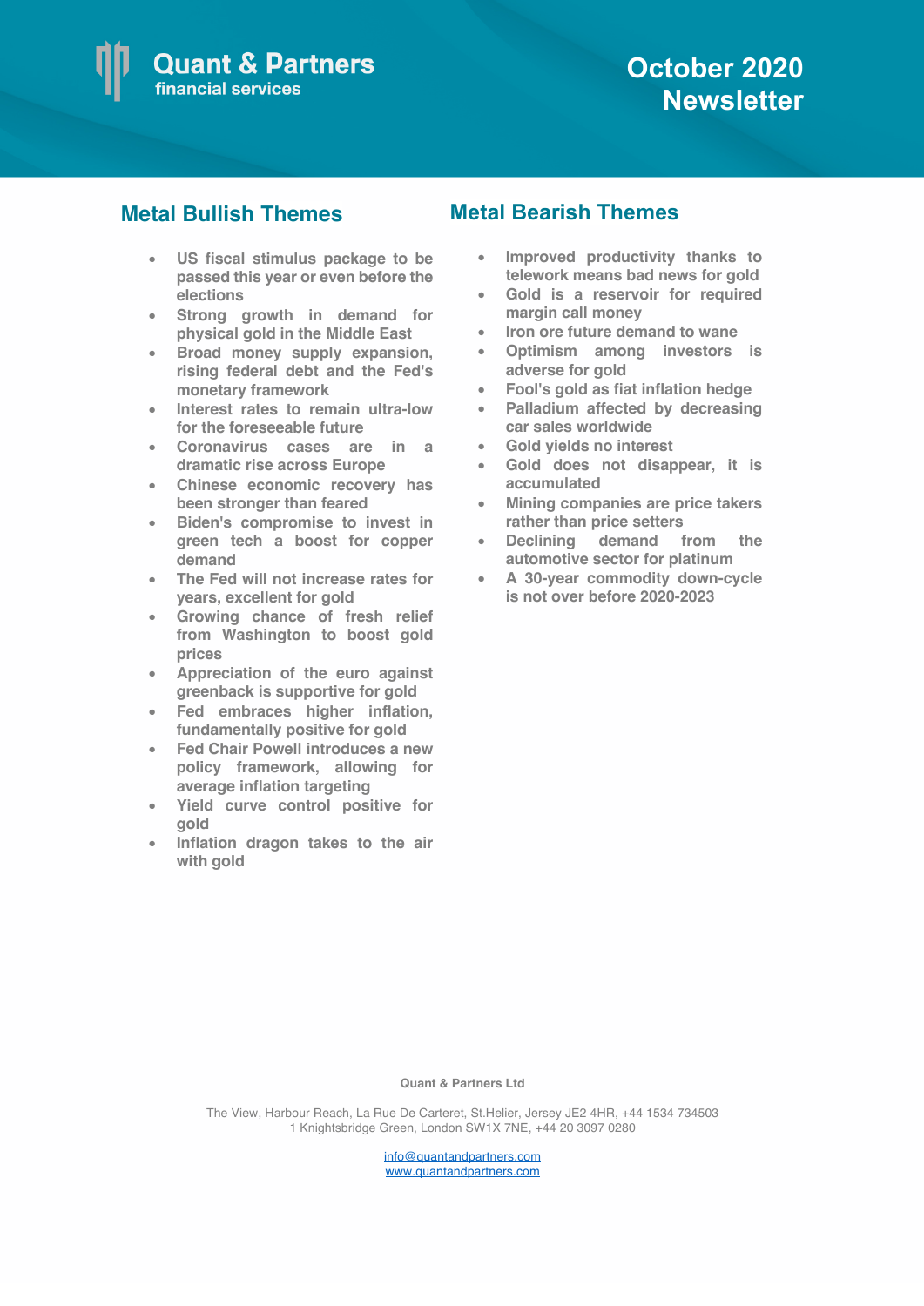## Metal Bullish Themes

- US fiscal stimulus package to be passed this year or even before the elections
- Strong growth in demand for physical gold in the Middle East
- Broad money supply expansion, rising federal debt and the Fed's monetary framework
- Interest rates to remain ultra-low for the foreseeable future
- Coronavirus cases are in a dramatic rise across Europe
- Chinese economic recovery has been stronger than feared
- Biden's compromise to invest in green tech a boost for copper demand
- The Fed will not increase rates for years, excellent for gold
- Growing chance of fresh relief from Washington to boost gold prices
- Appreciation of the euro against greenback is supportive for gold
- Fed embraces higher inflation, fundamentally positive for gold
- Fed Chair Powell introduces a new policy framework, allowing for average inflation targeting
- Yield curve control positive for gold
- Inflation dragon takes to the air with gold

## Metal Bearish Themes

- Improved productivity thanks to telework means bad news for gold
- Gold is a reservoir for required margin call money
- Iron ore future demand to wane
- Optimism among investors is adverse for gold
- Fool's gold as fiat inflation hedge
- Palladium affected by decreasing car sales worldwide
- Gold yields no interest
- Gold does not disappear, it is accumulated
- Mining companies are price takers rather than price setters
- Declining demand from the automotive sector for platinum
- A 30-year commodity down-cycle is not over before 2020-2023

**Quant & Partners Ltd**

The View, Harbour Reach, La Rue De Carteret, St.Helier, Jersey JE2 4HR, +44 1534 734503
1 Knightsbridge Green, London SW1X 7NE, +44 20 3097 0280

info@quantandpartners.com
www.quantandpartners.com